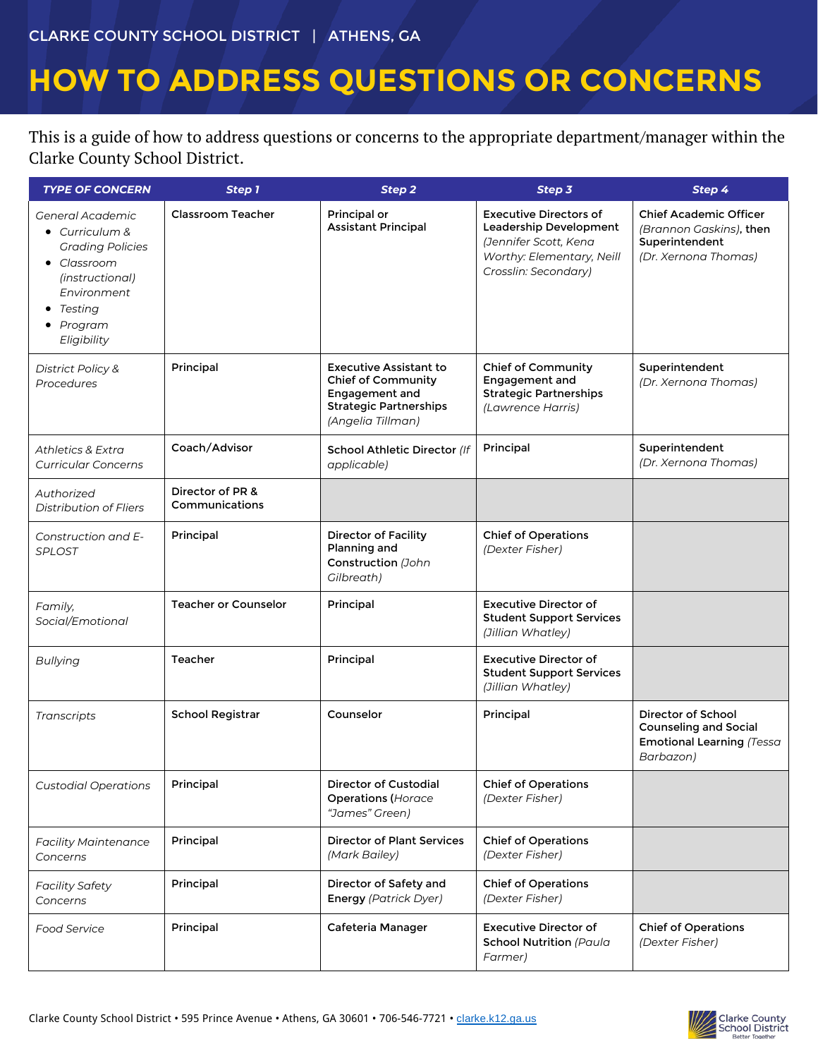CLARKE COUNTY SCHOOL DISTRICT | ATHENS, GA

# HOW TO ADDRESS QUESTIONS OR CONCERNS

This is a guide of how to address questions or concerns to the appropriate department/manager within the Clarke County School District.

| *TYPE OF CONCERN* | *Step 1* | *Step 2* | *Step 3* | *Step 4* |
|---|---|---|---|---|
| *General Academic*<br>• *Curriculum & Grading Policies*<br>• *Classroom (instructional) Environment*<br>• *Testing*<br>• *Program Eligibility* | Classroom Teacher | Principal or Assistant Principal | Executive Directors of Leadership Development *(Jennifer Scott, Kena Worthy: Elementary, Neill Crosslin: Secondary)* | Chief Academic Officer *(Brannon Gaskins)*, then Superintendent *(Dr. Xernona Thomas)* |
| *District Policy & Procedures* | Principal | Executive Assistant to Chief of Community Engagement and Strategic Partnerships *(Angelia Tillman)* | Chief of Community Engagement and Strategic Partnerships *(Lawrence Harris)* | Superintendent *(Dr. Xernona Thomas)* |
| *Athletics & Extra Curricular Concerns* | Coach/Advisor | School Athletic Director *(If applicable)* | Principal | Superintendent *(Dr. Xernona Thomas)* |
| *Authorized Distribution of Fliers* | Director of PR & Communications | | | |
| *Construction and E-SPLOST* | Principal | Director of Facility Planning and Construction *(John Gilbreath)* | Chief of Operations *(Dexter Fisher)* | |
| *Family, Social/Emotional* | Teacher or Counselor | Principal | Executive Director of Student Support Services *(Jillian Whatley)* | |
| *Bullying* | Teacher | Principal | Executive Director of Student Support Services *(Jillian Whatley)* | |
| *Transcripts* | School Registrar | Counselor | Principal | Director of School Counseling and Social Emotional Learning *(Tessa Barbazon)* |
| *Custodial Operations* | Principal | Director of Custodial Operations (*Horace "James" Green)* | Chief of Operations *(Dexter Fisher)* | |
| *Facility Maintenance Concerns* | Principal | Director of Plant Services *(Mark Bailey)* | Chief of Operations *(Dexter Fisher)* | |
| *Facility Safety Concerns* | Principal | Director of Safety and Energy *(Patrick Dyer)* | Chief of Operations *(Dexter Fisher)* | |
| *Food Service* | Principal | Cafeteria Manager | Executive Director of School Nutrition *(Paula Farmer)* | Chief of Operations *(Dexter Fisher)* |

Clarke County School District • 595 Prince Avenue • Athens, GA 30601 • 706-546-7721 • clarke.k12.ga.us

Clarke County School District Better Together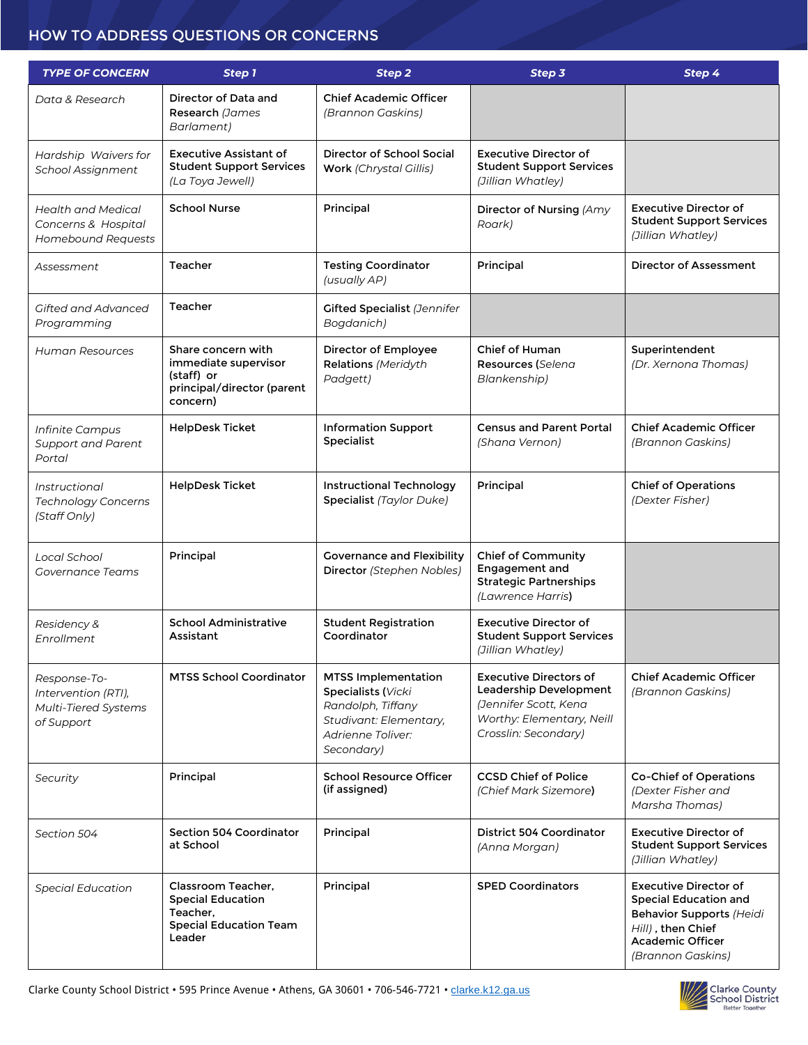## HOW TO ADDRESS QUESTIONS OR CONCERNS

| *TYPE OF CONCERN* | *Step 1* | *Step 2* | *Step 3* | *Step 4* |
|---|---|---|---|---|
| *Data & Research* | **Director of Data and Research** *(James Barlament)* | **Chief Academic Officer** *(Brannon Gaskins)* | | |
| *Hardship Waivers for School Assignment* | **Executive Assistant of Student Support Services** *(La Toya Jewell)* | **Director of School Social Work** *(Chrystal Gillis)* | **Executive Director of Student Support Services** *(Jillian Whatley)* | |
| *Health and Medical Concerns & Hospital Homebound Requests* | **School Nurse** | **Principal** | **Director of Nursing** *(Amy Roark)* | **Executive Director of Student Support Services** *(Jillian Whatley)* |
| *Assessment* | **Teacher** | **Testing Coordinator** *(usually AP)* | **Principal** | **Director of Assessment** |
| *Gifted and Advanced Programming* | **Teacher** | **Gifted Specialist** *(Jennifer Bogdanich)* | | |
| *Human Resources* | **Share concern with immediate supervisor (staff) or principal/director (parent concern)** | **Director of Employee Relations** *(Meridyth Padgett)* | **Chief of Human Resources** (*Selena Blankenship)* | **Superintendent** *(Dr. Xernona Thomas)* |
| *Infinite Campus Support and Parent Portal* | **HelpDesk Ticket** | **Information Support Specialist** | **Census and Parent Portal** *(Shana Vernon)* | **Chief Academic Officer** *(Brannon Gaskins)* |
| *Instructional Technology Concerns (Staff Only)* | **HelpDesk Ticket** | **Instructional Technology Specialist** *(Taylor Duke)* | **Principal** | **Chief of Operations** *(Dexter Fisher)* |
| *Local School Governance Teams* | **Principal** | **Governance and Flexibility Director** *(Stephen Nobles)* | **Chief of Community Engagement and Strategic Partnerships** *(Lawrence Harris*) | |
| *Residency & Enrollment* | **School Administrative Assistant** | **Student Registration Coordinator** | **Executive Director of Student Support Services** *(Jillian Whatley)* | |
| *Response-To-Intervention (RTI), Multi-Tiered Systems of Support* | **MTSS School Coordinator** | **MTSS Implementation Specialists** (*Vicki Randolph, Tiffany Studivant: Elementary, Adrienne Toliver: Secondary)* | **Executive Directors of Leadership Development** *(Jennifer Scott, Kena Worthy: Elementary, Neill Crosslin: Secondary)* | **Chief Academic Officer** *(Brannon Gaskins)* |
| *Security* | **Principal** | **School Resource Officer (if assigned)** | **CCSD Chief of Police** *(Chief Mark Sizemore*) | **Co-Chief of Operations** *(Dexter Fisher and Marsha Thomas)* |
| *Section 504* | **Section 504 Coordinator at School** | **Principal** | **District 504 Coordinator** *(Anna Morgan)* | **Executive Director of Student Support Services** *(Jillian Whatley)* |
| *Special Education* | **Classroom Teacher, Special Education Teacher, Special Education Team Leader** | **Principal** | **SPED Coordinators** | **Executive Director of Special Education and Behavior Supports** *(Heidi Hill)* **, then Chief Academic Officer** *(Brannon Gaskins)* |

Clarke County School District • 595 Prince Avenue • Athens, GA 30601 • 706-546-7721 • clarke.k12.ga.us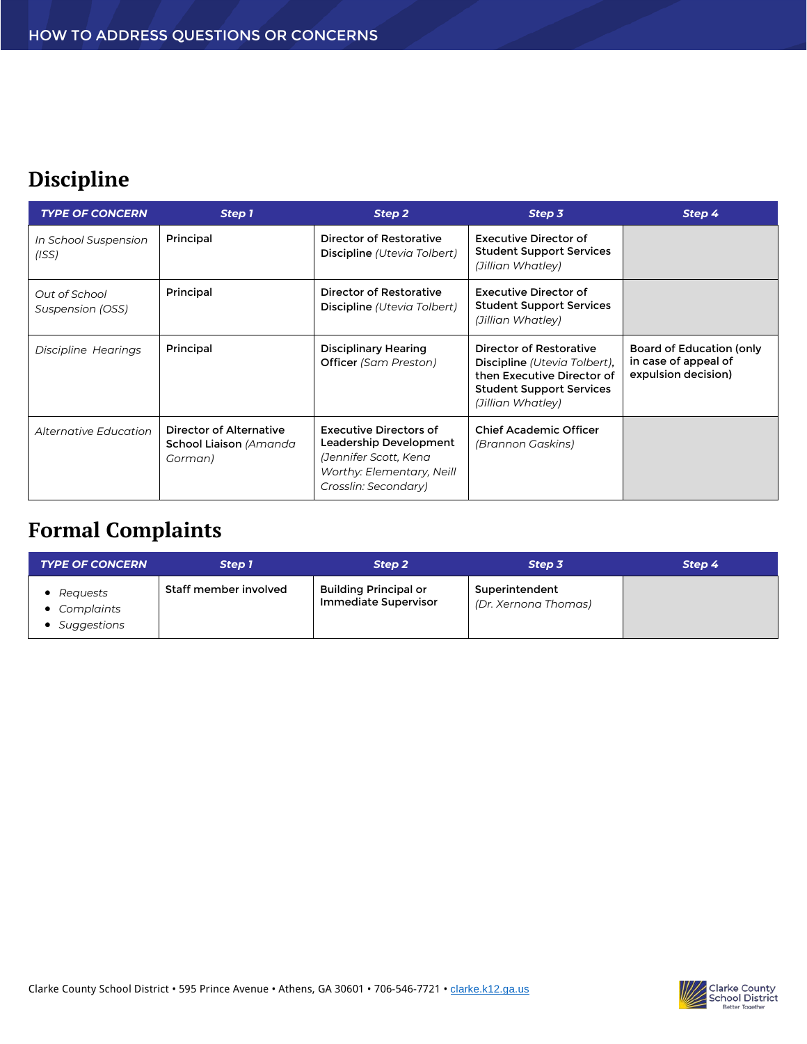## Discipline

| TYPE OF CONCERN | Step 1 | Step 2 | Step 3 | Step 4 |
|---|---|---|---|---|
| *In School Suspension (ISS)* | **Principal** | **Director of Restorative Discipline** *(Utevia Tolbert)* | **Executive Director of Student Support Services** *(Jillian Whatley)* | |
| *Out of School Suspension (OSS)* | **Principal** | **Director of Restorative Discipline** *(Utevia Tolbert)* | **Executive Director of Student Support Services** *(Jillian Whatley)* | |
| *Discipline Hearings* | **Principal** | **Disciplinary Hearing Officer** *(Sam Preston)* | **Director of Restorative Discipline** *(Utevia Tolbert)*, **then Executive Director of Student Support Services** *(Jillian Whatley)* | **Board of Education (only in case of appeal of expulsion decision)** |
| *Alternative Education* | **Director of Alternative School Liaison** *(Amanda Gorman)* | **Executive Directors of Leadership Development** *(Jennifer Scott, Kena Worthy: Elementary, Neill Crosslin: Secondary)* | **Chief Academic Officer** *(Brannon Gaskins)* | |

## Formal Complaints

| TYPE OF CONCERN | Step 1 | Step 2 | Step 3 | Step 4 |
|---|---|---|---|---|
| • *Requests*<br>• *Complaints*<br>• *Suggestions* | **Staff member involved** | **Building Principal or Immediate Supervisor** | **Superintendent** *(Dr. Xernona Thomas)* | |

Clarke County School District • 595 Prince Avenue • Athens, GA 30601 • 706-546-7721 • clarke.k12.ga.us